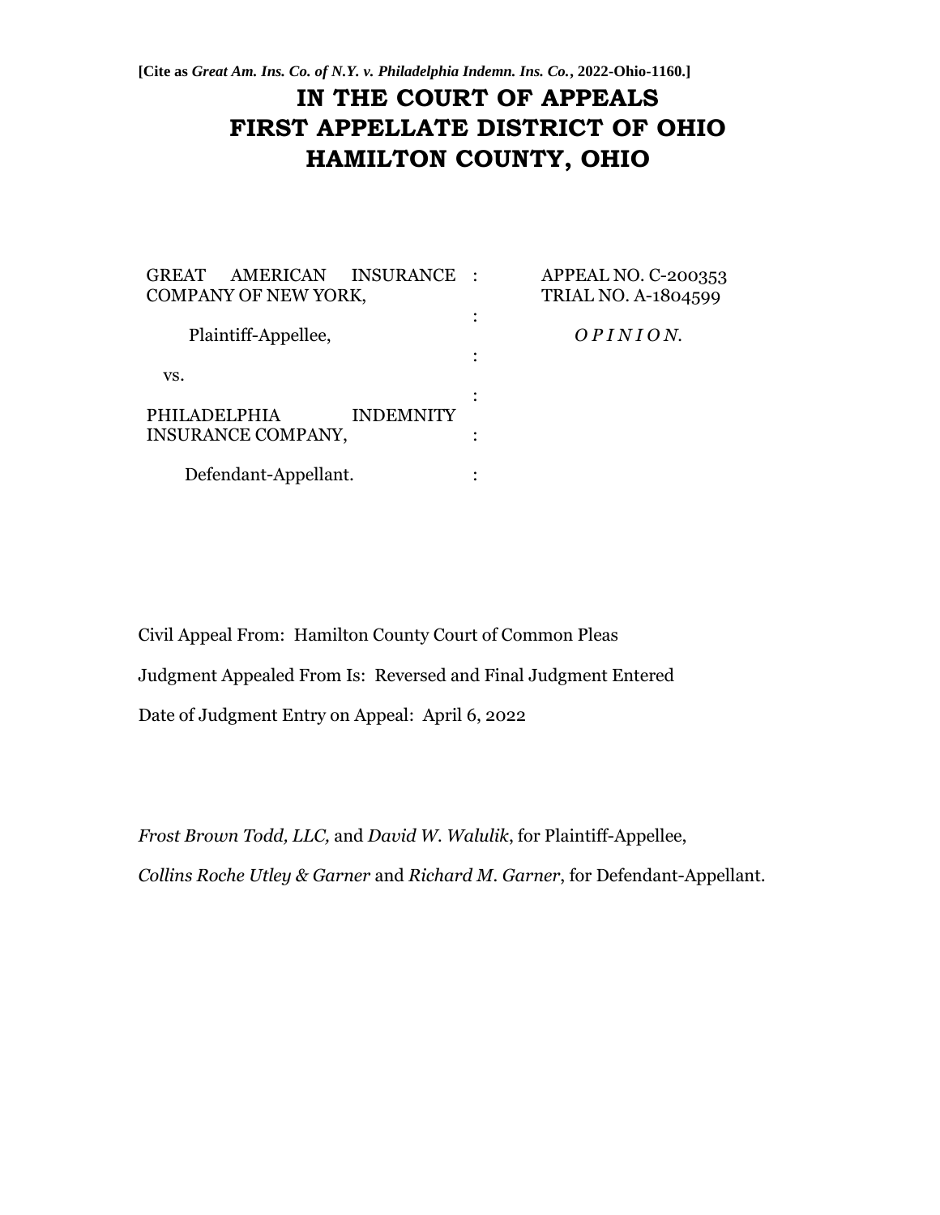**[Cite as *Great Am. Ins. Co. of N.Y. v. Philadelphia Indemn. Ins. Co.*, 2022-Ohio-1160.]**

# IN THE COURT OF APPEALS
# FIRST APPELLATE DISTRICT OF OHIO
# HAMILTON COUNTY, OHIO

| | | |
|---|---|---|
| GREAT AMERICAN INSURANCE COMPANY OF NEW YORK, | : | APPEAL NO. C-200353 |
| | | TRIAL NO. A-1804599 |
| Plaintiff-Appellee, | : | *O P I N I O N.* |
| vs. | : | |
| PHILADELPHIA INDEMNITY INSURANCE COMPANY, | : | |
| Defendant-Appellant. | : | |

Civil Appeal From: Hamilton County Court of Common Pleas

Judgment Appealed From Is: Reversed and Final Judgment Entered

Date of Judgment Entry on Appeal: April 6, 2022

*Frost Brown Todd, LLC,* and *David W. Walulik*, for Plaintiff-Appellee,

*Collins Roche Utley & Garner* and *Richard M. Garner*, for Defendant-Appellant.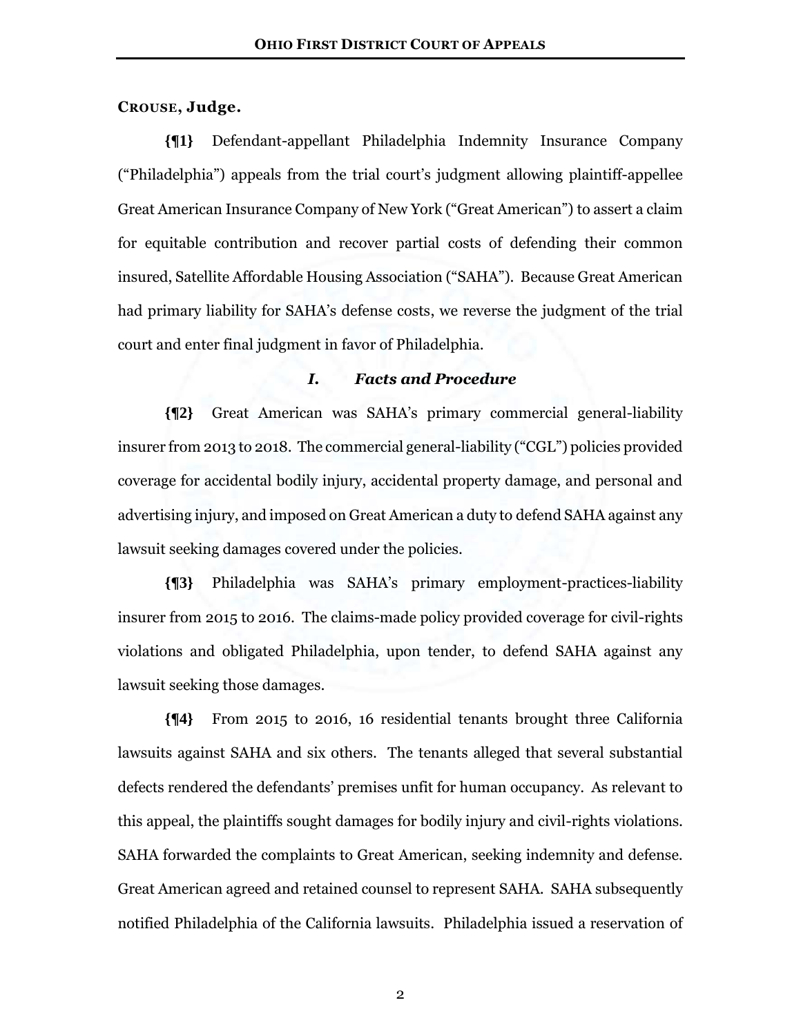**Crouse, Judge.**

**{¶1}** Defendant-appellant Philadelphia Indemnity Insurance Company ("Philadelphia") appeals from the trial court's judgment allowing plaintiff-appellee Great American Insurance Company of New York ("Great American") to assert a claim for equitable contribution and recover partial costs of defending their common insured, Satellite Affordable Housing Association ("SAHA"). Because Great American had primary liability for SAHA's defense costs, we reverse the judgment of the trial court and enter final judgment in favor of Philadelphia.

### *I. Facts and Procedure*

**{¶2}** Great American was SAHA's primary commercial general-liability insurer from 2013 to 2018. The commercial general-liability ("CGL") policies provided coverage for accidental bodily injury, accidental property damage, and personal and advertising injury, and imposed on Great American a duty to defend SAHA against any lawsuit seeking damages covered under the policies.

**{¶3}** Philadelphia was SAHA's primary employment-practices-liability insurer from 2015 to 2016. The claims-made policy provided coverage for civil-rights violations and obligated Philadelphia, upon tender, to defend SAHA against any lawsuit seeking those damages.

**{¶4}** From 2015 to 2016, 16 residential tenants brought three California lawsuits against SAHA and six others. The tenants alleged that several substantial defects rendered the defendants' premises unfit for human occupancy. As relevant to this appeal, the plaintiffs sought damages for bodily injury and civil-rights violations. SAHA forwarded the complaints to Great American, seeking indemnity and defense. Great American agreed and retained counsel to represent SAHA. SAHA subsequently notified Philadelphia of the California lawsuits. Philadelphia issued a reservation of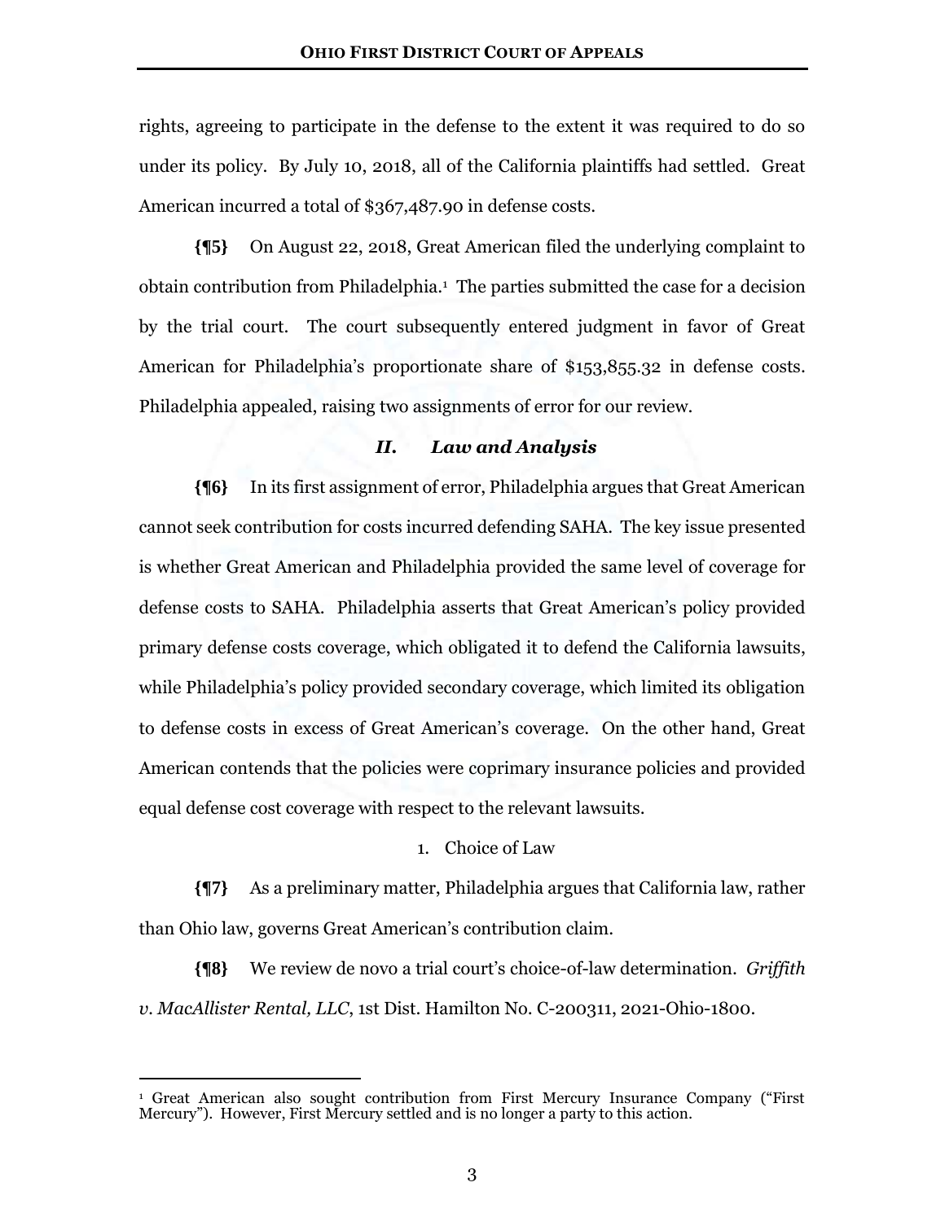rights, agreeing to participate in the defense to the extent it was required to do so under its policy. By July 10, 2018, all of the California plaintiffs had settled. Great American incurred a total of $367,487.90 in defense costs.

**{¶5}** On August 22, 2018, Great American filed the underlying complaint to obtain contribution from Philadelphia.[1] The parties submitted the case for a decision by the trial court. The court subsequently entered judgment in favor of Great American for Philadelphia's proportionate share of $153,855.32 in defense costs. Philadelphia appealed, raising two assignments of error for our review.

### *II. Law and Analysis*

**{¶6}** In its first assignment of error, Philadelphia argues that Great American cannot seek contribution for costs incurred defending SAHA. The key issue presented is whether Great American and Philadelphia provided the same level of coverage for defense costs to SAHA. Philadelphia asserts that Great American's policy provided primary defense costs coverage, which obligated it to defend the California lawsuits, while Philadelphia's policy provided secondary coverage, which limited its obligation to defense costs in excess of Great American's coverage. On the other hand, Great American contends that the policies were coprimary insurance policies and provided equal defense cost coverage with respect to the relevant lawsuits.

#### 1. Choice of Law

**{¶7}** As a preliminary matter, Philadelphia argues that California law, rather than Ohio law, governs Great American's contribution claim.

**{¶8}** We review de novo a trial court's choice-of-law determination. *Griffith v. MacAllister Rental, LLC*, 1st Dist. Hamilton No. C-200311, 2021-Ohio-1800.

---

[1] Great American also sought contribution from First Mercury Insurance Company ("First Mercury"). However, First Mercury settled and is no longer a party to this action.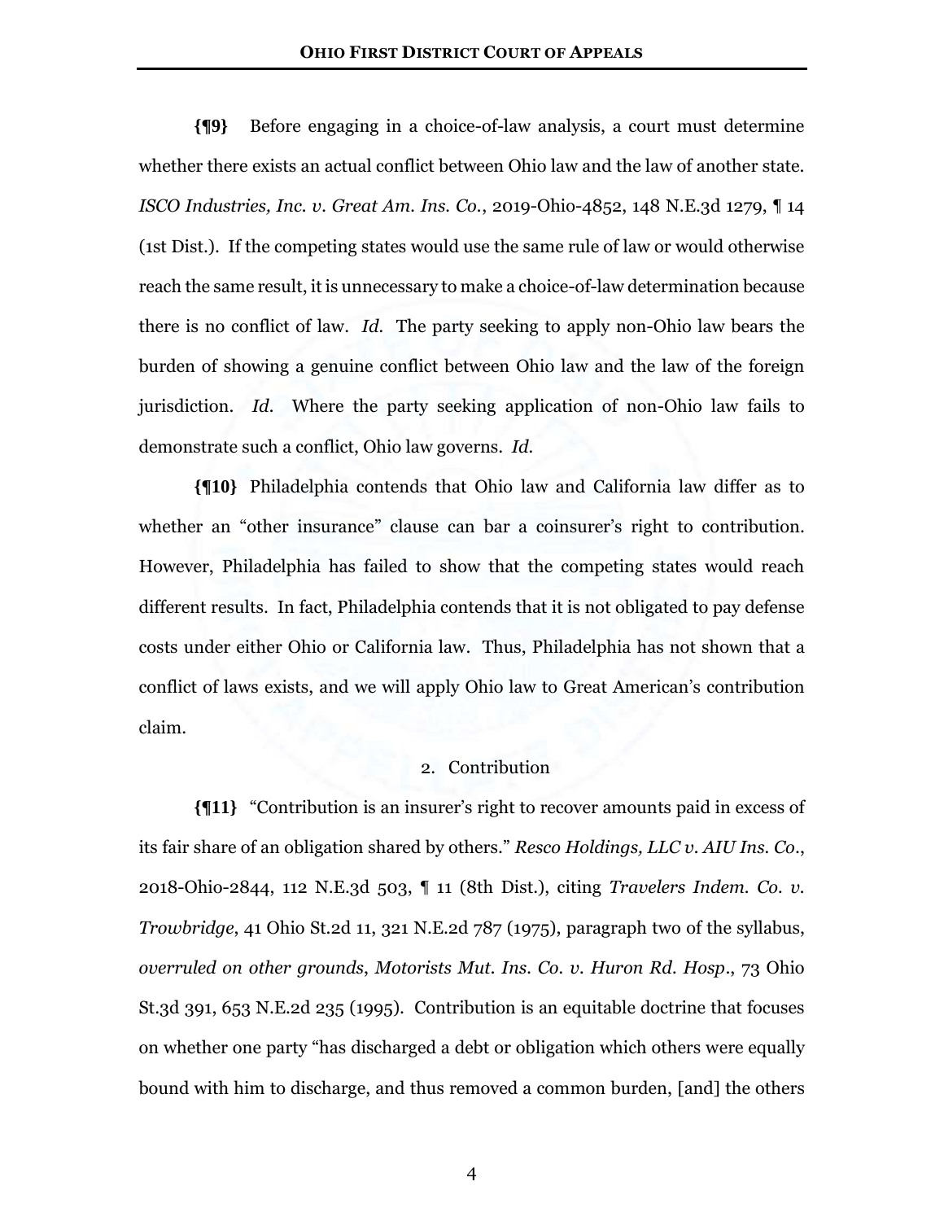**{¶9}** Before engaging in a choice-of-law analysis, a court must determine whether there exists an actual conflict between Ohio law and the law of another state. *ISCO Industries, Inc. v. Great Am. Ins. Co.*, 2019-Ohio-4852, 148 N.E.3d 1279, ¶ 14 (1st Dist.). If the competing states would use the same rule of law or would otherwise reach the same result, it is unnecessary to make a choice-of-law determination because there is no conflict of law. *Id.* The party seeking to apply non-Ohio law bears the burden of showing a genuine conflict between Ohio law and the law of the foreign jurisdiction. *Id.* Where the party seeking application of non-Ohio law fails to demonstrate such a conflict, Ohio law governs. *Id.*

**{¶10}** Philadelphia contends that Ohio law and California law differ as to whether an "other insurance" clause can bar a coinsurer's right to contribution. However, Philadelphia has failed to show that the competing states would reach different results. In fact, Philadelphia contends that it is not obligated to pay defense costs under either Ohio or California law. Thus, Philadelphia has not shown that a conflict of laws exists, and we will apply Ohio law to Great American's contribution claim.

2. Contribution

**{¶11}** "Contribution is an insurer's right to recover amounts paid in excess of its fair share of an obligation shared by others." *Resco Holdings, LLC v. AIU Ins. Co.*, 2018-Ohio-2844, 112 N.E.3d 503, ¶ 11 (8th Dist.), citing *Travelers Indem. Co. v. Trowbridge*, 41 Ohio St.2d 11, 321 N.E.2d 787 (1975), paragraph two of the syllabus, *overruled on other grounds*, *Motorists Mut. Ins. Co. v. Huron Rd. Hosp.*, 73 Ohio St.3d 391, 653 N.E.2d 235 (1995). Contribution is an equitable doctrine that focuses on whether one party "has discharged a debt or obligation which others were equally bound with him to discharge, and thus removed a common burden, [and] the others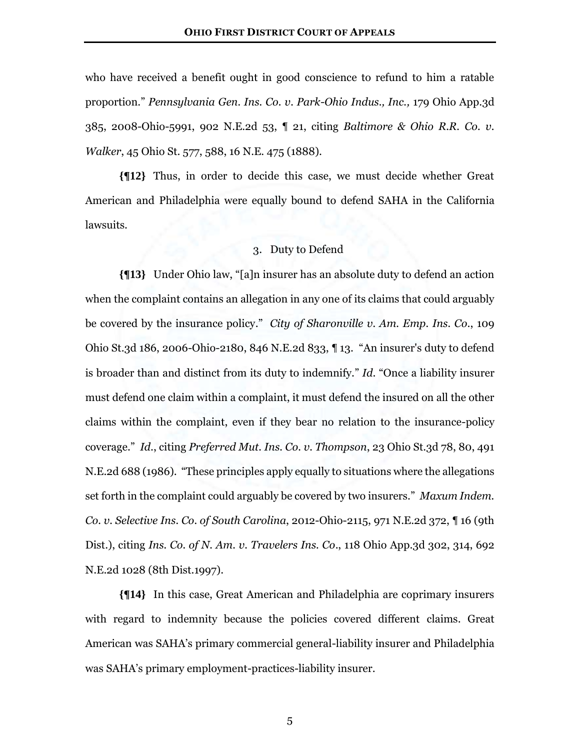who have received a benefit ought in good conscience to refund to him a ratable proportion." *Pennsylvania Gen. Ins. Co. v. Park-Ohio Indus., Inc.,* 179 Ohio App.3d 385, 2008-Ohio-5991, 902 N.E.2d 53, ¶ 21, citing *Baltimore & Ohio R.R. Co. v. Walker*, 45 Ohio St. 577, 588, 16 N.E. 475 (1888).

**{¶12}** Thus, in order to decide this case, we must decide whether Great American and Philadelphia were equally bound to defend SAHA in the California lawsuits.

3. Duty to Defend

**{¶13}** Under Ohio law, "[a]n insurer has an absolute duty to defend an action when the complaint contains an allegation in any one of its claims that could arguably be covered by the insurance policy." *City of Sharonville v. Am. Emp. Ins. Co.*, 109 Ohio St.3d 186, 2006-Ohio-2180, 846 N.E.2d 833, ¶ 13. "An insurer's duty to defend is broader than and distinct from its duty to indemnify." *Id.* "Once a liability insurer must defend one claim within a complaint, it must defend the insured on all the other claims within the complaint, even if they bear no relation to the insurance-policy coverage." *Id.*, citing *Preferred Mut. Ins. Co. v. Thompson*, 23 Ohio St.3d 78, 80, 491 N.E.2d 688 (1986). "These principles apply equally to situations where the allegations set forth in the complaint could arguably be covered by two insurers." *Maxum Indem. Co. v. Selective Ins. Co. of South Carolina*, 2012-Ohio-2115, 971 N.E.2d 372, ¶ 16 (9th Dist.), citing *Ins. Co. of N. Am. v. Travelers Ins. Co*., 118 Ohio App.3d 302, 314, 692 N.E.2d 1028 (8th Dist.1997).

**{¶14}** In this case, Great American and Philadelphia are coprimary insurers with regard to indemnity because the policies covered different claims. Great American was SAHA's primary commercial general-liability insurer and Philadelphia was SAHA's primary employment-practices-liability insurer.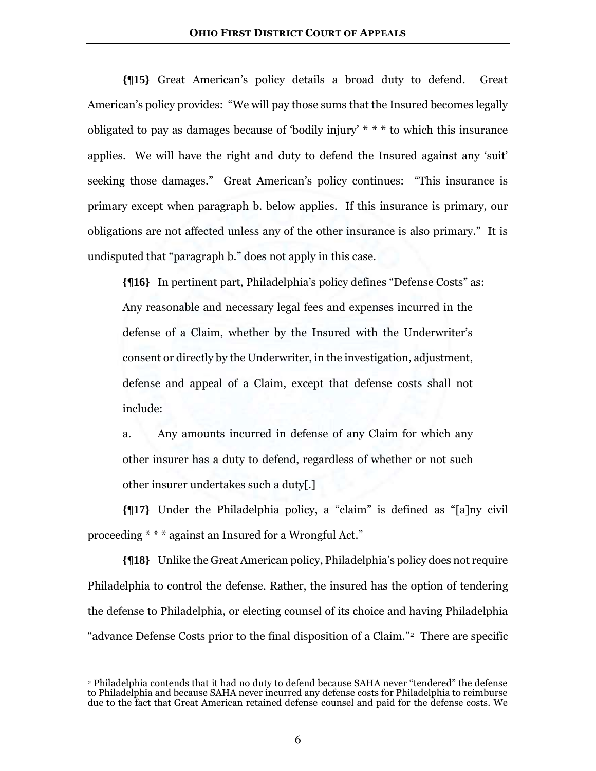**{¶15}** Great American's policy details a broad duty to defend. Great American's policy provides: "We will pay those sums that the Insured becomes legally obligated to pay as damages because of 'bodily injury' * * * to which this insurance applies. We will have the right and duty to defend the Insured against any 'suit' seeking those damages." Great American's policy continues: "This insurance is primary except when paragraph b. below applies. If this insurance is primary, our obligations are not affected unless any of the other insurance is also primary." It is undisputed that "paragraph b." does not apply in this case.

**{¶16}** In pertinent part, Philadelphia's policy defines "Defense Costs" as:

> Any reasonable and necessary legal fees and expenses incurred in the defense of a Claim, whether by the Insured with the Underwriter's consent or directly by the Underwriter, in the investigation, adjustment, defense and appeal of a Claim, except that defense costs shall not include:
>
> a. Any amounts incurred in defense of any Claim for which any other insurer has a duty to defend, regardless of whether or not such other insurer undertakes such a duty[.]

**{¶17}** Under the Philadelphia policy, a "claim" is defined as "[a]ny civil proceeding * * * against an Insured for a Wrongful Act."

**{¶18}** Unlike the Great American policy, Philadelphia's policy does not require Philadelphia to control the defense. Rather, the insured has the option of tendering the defense to Philadelphia, or electing counsel of its choice and having Philadelphia "advance Defense Costs prior to the final disposition of a Claim."[2] There are specific

[2] Philadelphia contends that it had no duty to defend because SAHA never "tendered" the defense to Philadelphia and because SAHA never incurred any defense costs for Philadelphia to reimburse due to the fact that Great American retained defense counsel and paid for the defense costs. We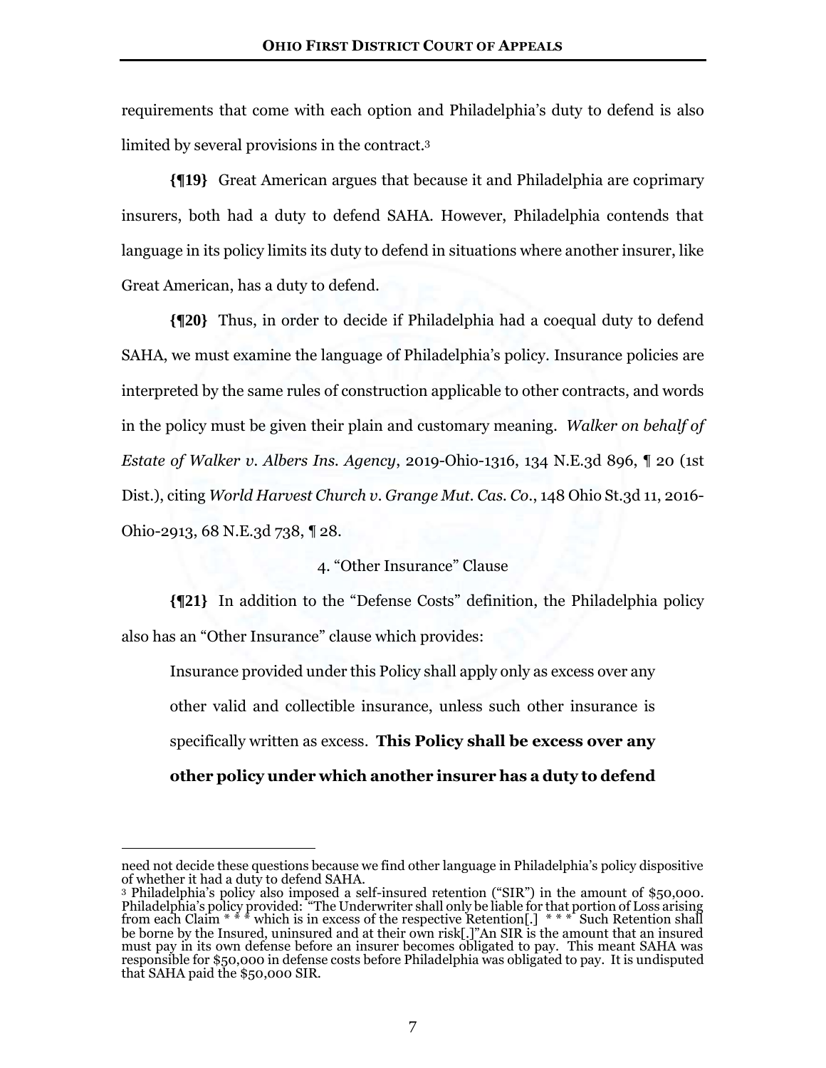requirements that come with each option and Philadelphia's duty to defend is also limited by several provisions in the contract.[3]

**{¶19}** Great American argues that because it and Philadelphia are coprimary insurers, both had a duty to defend SAHA. However, Philadelphia contends that language in its policy limits its duty to defend in situations where another insurer, like Great American, has a duty to defend.

**{¶20}** Thus, in order to decide if Philadelphia had a coequal duty to defend SAHA, we must examine the language of Philadelphia's policy. Insurance policies are interpreted by the same rules of construction applicable to other contracts, and words in the policy must be given their plain and customary meaning. *Walker on behalf of Estate of Walker v. Albers Ins. Agency*, 2019-Ohio-1316, 134 N.E.3d 896, ¶ 20 (1st Dist.), citing *World Harvest Church v. Grange Mut. Cas. Co.*, 148 Ohio St.3d 11, 2016-Ohio-2913, 68 N.E.3d 738, ¶ 28.

4. "Other Insurance" Clause

**{¶21}** In addition to the "Defense Costs" definition, the Philadelphia policy also has an "Other Insurance" clause which provides:

> Insurance provided under this Policy shall apply only as excess over any other valid and collectible insurance, unless such other insurance is specifically written as excess. **This Policy shall be excess over any other policy under which another insurer has a duty to defend**

---

need not decide these questions because we find other language in Philadelphia's policy dispositive of whether it had a duty to defend SAHA.

[3] Philadelphia's policy also imposed a self-insured retention ("SIR") in the amount of $50,000. Philadelphia's policy provided: "The Underwriter shall only be liable for that portion of Loss arising from each Claim * * * which is in excess of the respective Retention[.] * * * Such Retention shall be borne by the Insured, uninsured and at their own risk[.]"An SIR is the amount that an insured must pay in its own defense before an insurer becomes obligated to pay. This meant SAHA was responsible for $50,000 in defense costs before Philadelphia was obligated to pay. It is undisputed that SAHA paid the $50,000 SIR.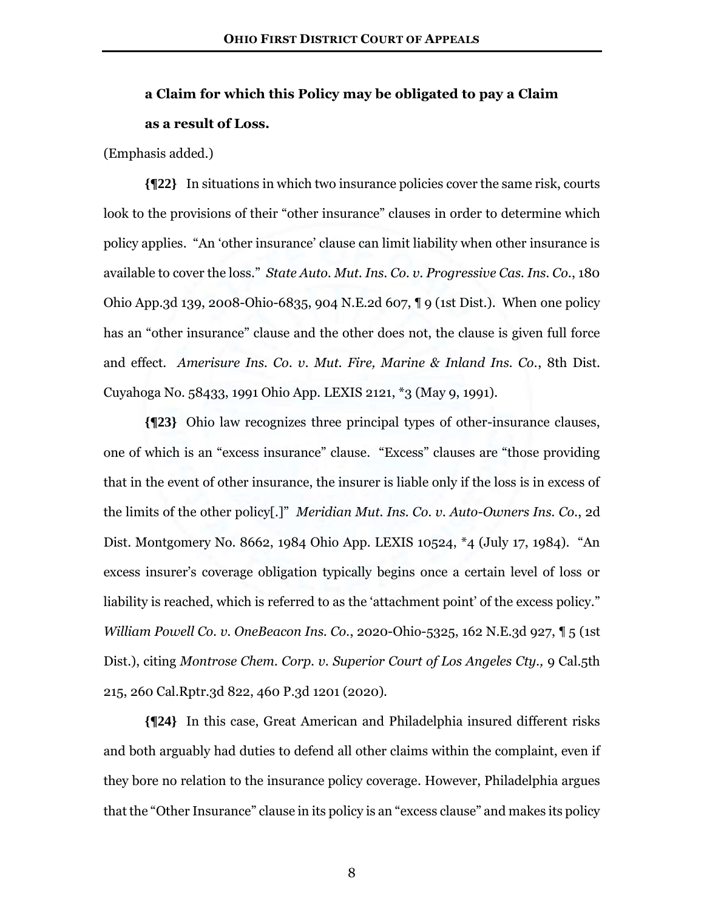**a Claim for which this Policy may be obligated to pay a Claim as a result of Loss.**

(Emphasis added.)

**{¶22}** In situations in which two insurance policies cover the same risk, courts look to the provisions of their "other insurance" clauses in order to determine which policy applies. "An 'other insurance' clause can limit liability when other insurance is available to cover the loss." *State Auto. Mut. Ins. Co. v. Progressive Cas. Ins. Co.*, 180 Ohio App.3d 139, 2008-Ohio-6835, 904 N.E.2d 607, ¶ 9 (1st Dist.). When one policy has an "other insurance" clause and the other does not, the clause is given full force and effect. *Amerisure Ins. Co. v. Mut. Fire, Marine & Inland Ins. Co.*, 8th Dist. Cuyahoga No. 58433, 1991 Ohio App. LEXIS 2121, *3 (May 9, 1991).

**{¶23}** Ohio law recognizes three principal types of other-insurance clauses, one of which is an "excess insurance" clause. "Excess" clauses are "those providing that in the event of other insurance, the insurer is liable only if the loss is in excess of the limits of the other policy[.]" *Meridian Mut. Ins. Co. v. Auto-Owners Ins. Co.*, 2d Dist. Montgomery No. 8662, 1984 Ohio App. LEXIS 10524, *4 (July 17, 1984). "An excess insurer's coverage obligation typically begins once a certain level of loss or liability is reached, which is referred to as the 'attachment point' of the excess policy." *William Powell Co. v. OneBeacon Ins. Co.*, 2020-Ohio-5325, 162 N.E.3d 927, ¶ 5 (1st Dist.), citing *Montrose Chem. Corp. v. Superior Court of Los Angeles Cty.,* 9 Cal.5th 215, 260 Cal.Rptr.3d 822, 460 P.3d 1201 (2020).

**{¶24}** In this case, Great American and Philadelphia insured different risks and both arguably had duties to defend all other claims within the complaint, even if they bore no relation to the insurance policy coverage. However, Philadelphia argues that the "Other Insurance" clause in its policy is an "excess clause" and makes its policy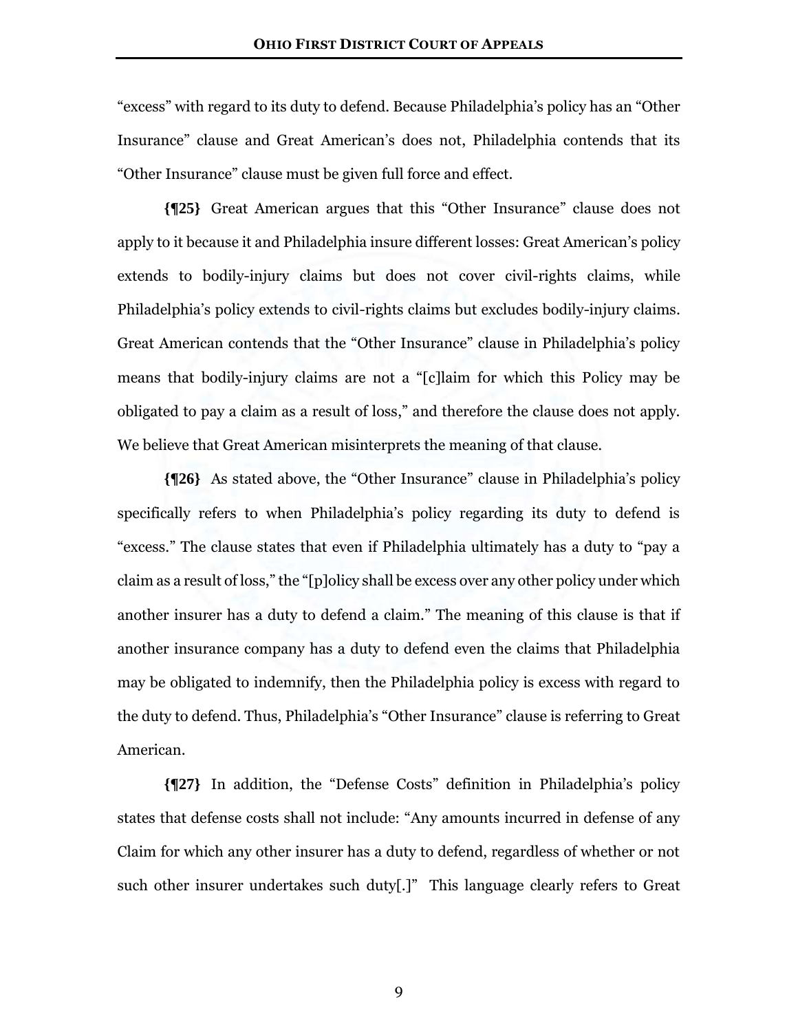"excess" with regard to its duty to defend. Because Philadelphia's policy has an "Other Insurance" clause and Great American's does not, Philadelphia contends that its "Other Insurance" clause must be given full force and effect.

**{¶25}** Great American argues that this "Other Insurance" clause does not apply to it because it and Philadelphia insure different losses: Great American's policy extends to bodily-injury claims but does not cover civil-rights claims, while Philadelphia's policy extends to civil-rights claims but excludes bodily-injury claims. Great American contends that the "Other Insurance" clause in Philadelphia's policy means that bodily-injury claims are not a "[c]laim for which this Policy may be obligated to pay a claim as a result of loss," and therefore the clause does not apply. We believe that Great American misinterprets the meaning of that clause.

**{¶26}** As stated above, the "Other Insurance" clause in Philadelphia's policy specifically refers to when Philadelphia's policy regarding its duty to defend is "excess." The clause states that even if Philadelphia ultimately has a duty to "pay a claim as a result of loss," the "[p]olicy shall be excess over any other policy under which another insurer has a duty to defend a claim." The meaning of this clause is that if another insurance company has a duty to defend even the claims that Philadelphia may be obligated to indemnify, then the Philadelphia policy is excess with regard to the duty to defend. Thus, Philadelphia's "Other Insurance" clause is referring to Great American.

**{¶27}** In addition, the "Defense Costs" definition in Philadelphia's policy states that defense costs shall not include: "Any amounts incurred in defense of any Claim for which any other insurer has a duty to defend, regardless of whether or not such other insurer undertakes such duty[.]" This language clearly refers to Great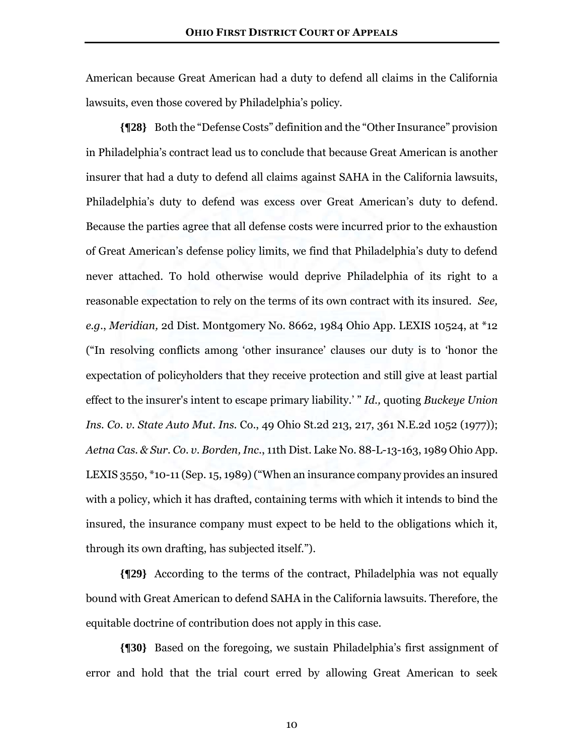American because Great American had a duty to defend all claims in the California lawsuits, even those covered by Philadelphia's policy.

**{¶28}** Both the "Defense Costs" definition and the "Other Insurance" provision in Philadelphia's contract lead us to conclude that because Great American is another insurer that had a duty to defend all claims against SAHA in the California lawsuits, Philadelphia's duty to defend was excess over Great American's duty to defend. Because the parties agree that all defense costs were incurred prior to the exhaustion of Great American's defense policy limits, we find that Philadelphia's duty to defend never attached. To hold otherwise would deprive Philadelphia of its right to a reasonable expectation to rely on the terms of its own contract with its insured. *See, e.g.*, *Meridian,* 2d Dist. Montgomery No. 8662, 1984 Ohio App. LEXIS 10524, at *12 ("In resolving conflicts among 'other insurance' clauses our duty is to 'honor the expectation of policyholders that they receive protection and still give at least partial effect to the insurer's intent to escape primary liability.' " *Id.,* quoting *Buckeye Union Ins. Co. v. State Auto Mut. Ins.* Co., 49 Ohio St.2d 213, 217, 361 N.E.2d 1052 (1977)); *Aetna Cas. & Sur. Co. v. Borden, Inc.*, 11th Dist. Lake No. 88-L-13-163, 1989 Ohio App. LEXIS 3550, *10-11 (Sep. 15, 1989) ("When an insurance company provides an insured with a policy, which it has drafted, containing terms with which it intends to bind the insured, the insurance company must expect to be held to the obligations which it, through its own drafting, has subjected itself.").

**{¶29}** According to the terms of the contract, Philadelphia was not equally bound with Great American to defend SAHA in the California lawsuits. Therefore, the equitable doctrine of contribution does not apply in this case.

**{¶30}** Based on the foregoing, we sustain Philadelphia's first assignment of error and hold that the trial court erred by allowing Great American to seek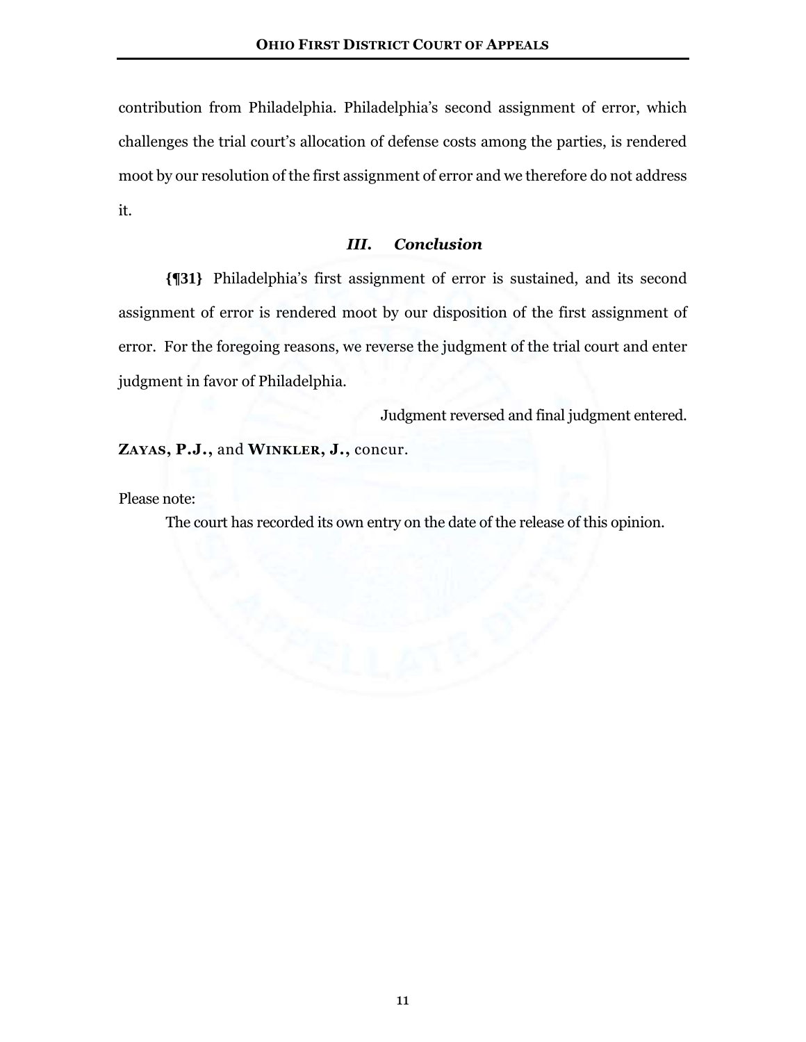contribution from Philadelphia. Philadelphia's second assignment of error, which challenges the trial court's allocation of defense costs among the parties, is rendered moot by our resolution of the first assignment of error and we therefore do not address it.

### *III. Conclusion*

**{¶31}** Philadelphia's first assignment of error is sustained, and its second assignment of error is rendered moot by our disposition of the first assignment of error. For the foregoing reasons, we reverse the judgment of the trial court and enter judgment in favor of Philadelphia.

Judgment reversed and final judgment entered.

**ZAYAS, P.J.,** and **WINKLER, J.,** concur.

Please note:

The court has recorded its own entry on the date of the release of this opinion.